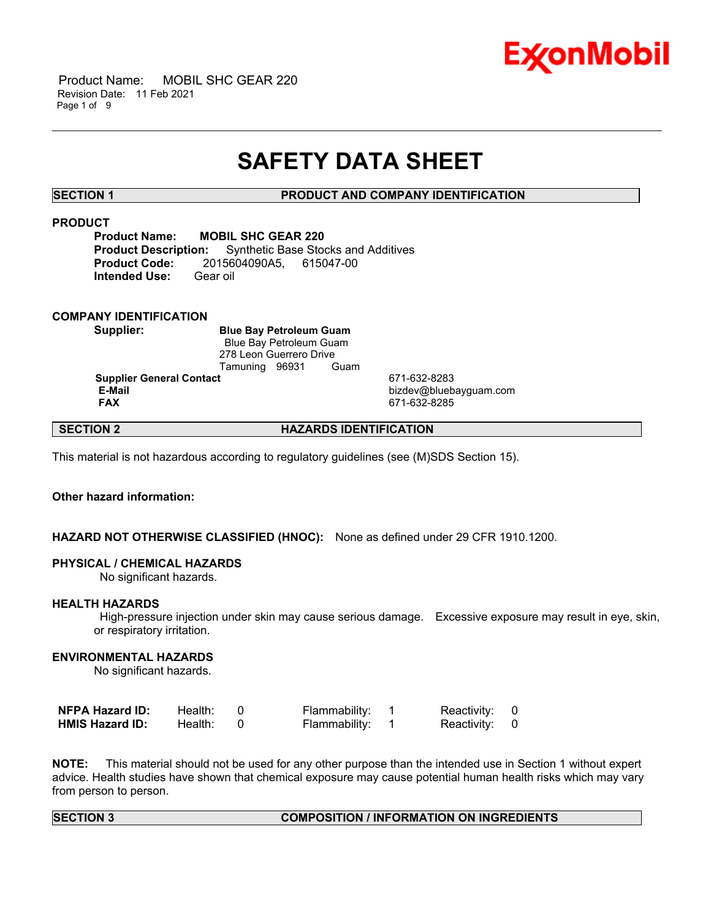# SAFETY DATA SHEET

## SECTION 1 PRODUCT AND COMPANY IDENTIFICATION

### PRODUCT

**Product Name:** **MOBIL SHC GEAR 220**
**Product Description:** Synthetic Base Stocks and Additives
**Product Code:** 2015604090A5, 615047-00
**Intended Use:** Gear oil

### COMPANY IDENTIFICATION

**Supplier:** **Blue Bay Petroleum Guam**
Blue Bay Petroleum Guam
278 Leon Guerrero Drive
Tamuning 96931 Guam

| | |
|---|---|
| **Supplier General Contact** | 671-632-8283 |
| **E-Mail** | bizdev@bluebayguam.com |
| **FAX** | 671-632-8285 |

## SECTION 2 HAZARDS IDENTIFICATION

This material is not hazardous according to regulatory guidelines (see (M)SDS Section 15).

**Other hazard information:**

**HAZARD NOT OTHERWISE CLASSIFIED (HNOC):** None as defined under 29 CFR 1910.1200.

### PHYSICAL / CHEMICAL HAZARDS

No significant hazards.

### HEALTH HAZARDS

High-pressure injection under skin may cause serious damage. Excessive exposure may result in eye, skin, or respiratory irritation.

### ENVIRONMENTAL HAZARDS

No significant hazards.

| | | | | | | |
|---|---|---|---|---|---|---|
| **NFPA Hazard ID:** | Health: | 0 | Flammability: | 1 | Reactivity: | 0 |
| **HMIS Hazard ID:** | Health: | 0 | Flammability: | 1 | Reactivity: | 0 |

**NOTE:** This material should not be used for any other purpose than the intended use in Section 1 without expert advice. Health studies have shown that chemical exposure may cause potential human health risks which may vary from person to person.

## SECTION 3 COMPOSITION / INFORMATION ON INGREDIENTS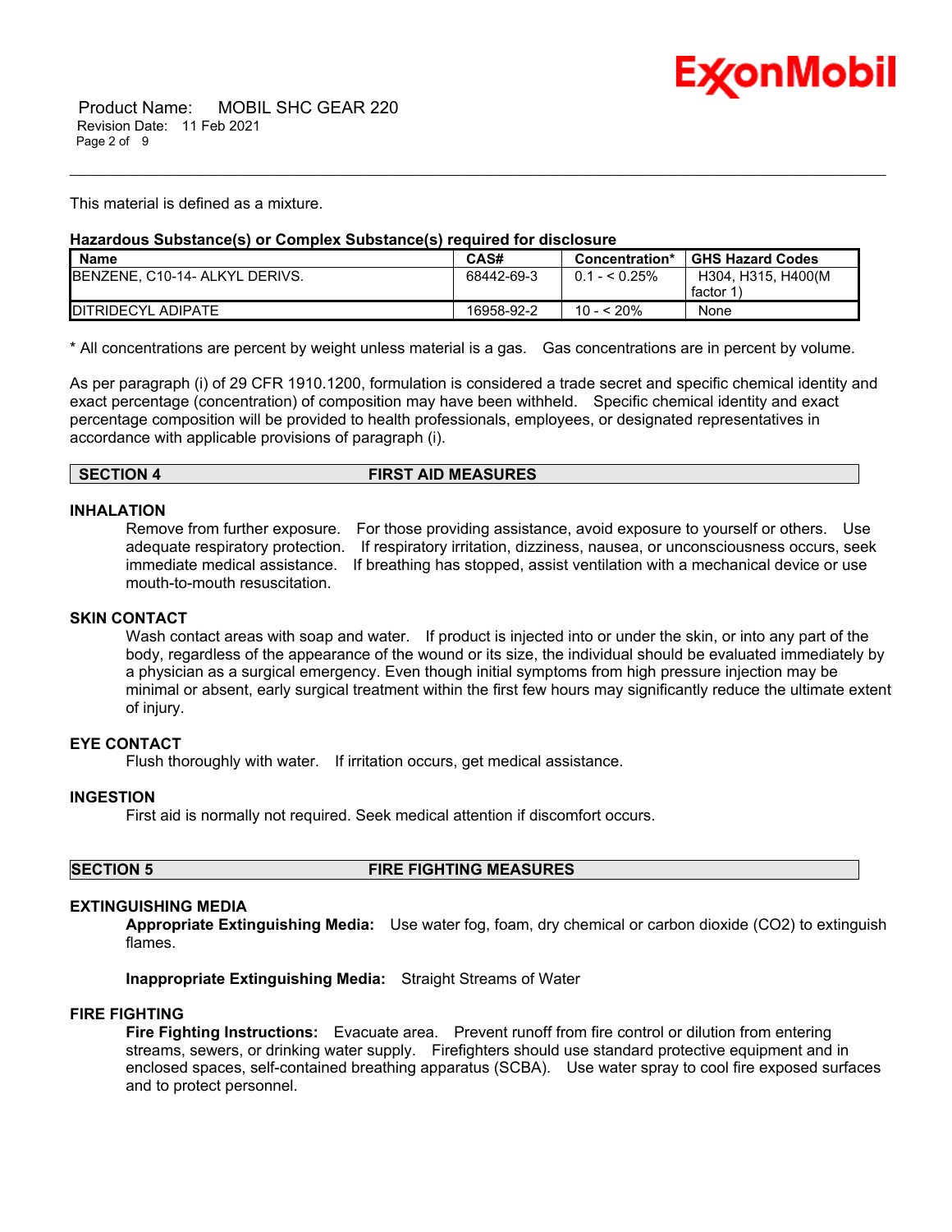This material is defined as a mixture.

**Hazardous Substance(s) or Complex Substance(s) required for disclosure**

| Name | CAS# | Concentration* | GHS Hazard Codes |
|---|---|---|---|
| BENZENE, C10-14- ALKYL DERIVS. | 68442-69-3 | 0.1 - < 0.25% | H304, H315, H400(M factor 1) |
| DITRIDECYL ADIPATE | 16958-92-2 | 10 - < 20% | None |

\* All concentrations are percent by weight unless material is a gas. Gas concentrations are in percent by volume.

As per paragraph (i) of 29 CFR 1910.1200, formulation is considered a trade secret and specific chemical identity and exact percentage (concentration) of composition may have been withheld. Specific chemical identity and exact percentage composition will be provided to health professionals, employees, or designated representatives in accordance with applicable provisions of paragraph (i).

## SECTION 4 FIRST AID MEASURES

### INHALATION

Remove from further exposure. For those providing assistance, avoid exposure to yourself or others. Use adequate respiratory protection. If respiratory irritation, dizziness, nausea, or unconsciousness occurs, seek immediate medical assistance. If breathing has stopped, assist ventilation with a mechanical device or use mouth-to-mouth resuscitation.

### SKIN CONTACT

Wash contact areas with soap and water. If product is injected into or under the skin, or into any part of the body, regardless of the appearance of the wound or its size, the individual should be evaluated immediately by a physician as a surgical emergency. Even though initial symptoms from high pressure injection may be minimal or absent, early surgical treatment within the first few hours may significantly reduce the ultimate extent of injury.

### EYE CONTACT

Flush thoroughly with water. If irritation occurs, get medical assistance.

### INGESTION

First aid is normally not required. Seek medical attention if discomfort occurs.

## SECTION 5 FIRE FIGHTING MEASURES

### EXTINGUISHING MEDIA

**Appropriate Extinguishing Media:** Use water fog, foam, dry chemical or carbon dioxide ($CO_2$) to extinguish flames.

**Inappropriate Extinguishing Media:** Straight Streams of Water

### FIRE FIGHTING

**Fire Fighting Instructions:** Evacuate area. Prevent runoff from fire control or dilution from entering streams, sewers, or drinking water supply. Firefighters should use standard protective equipment and in enclosed spaces, self-contained breathing apparatus (SCBA). Use water spray to cool fire exposed surfaces and to protect personnel.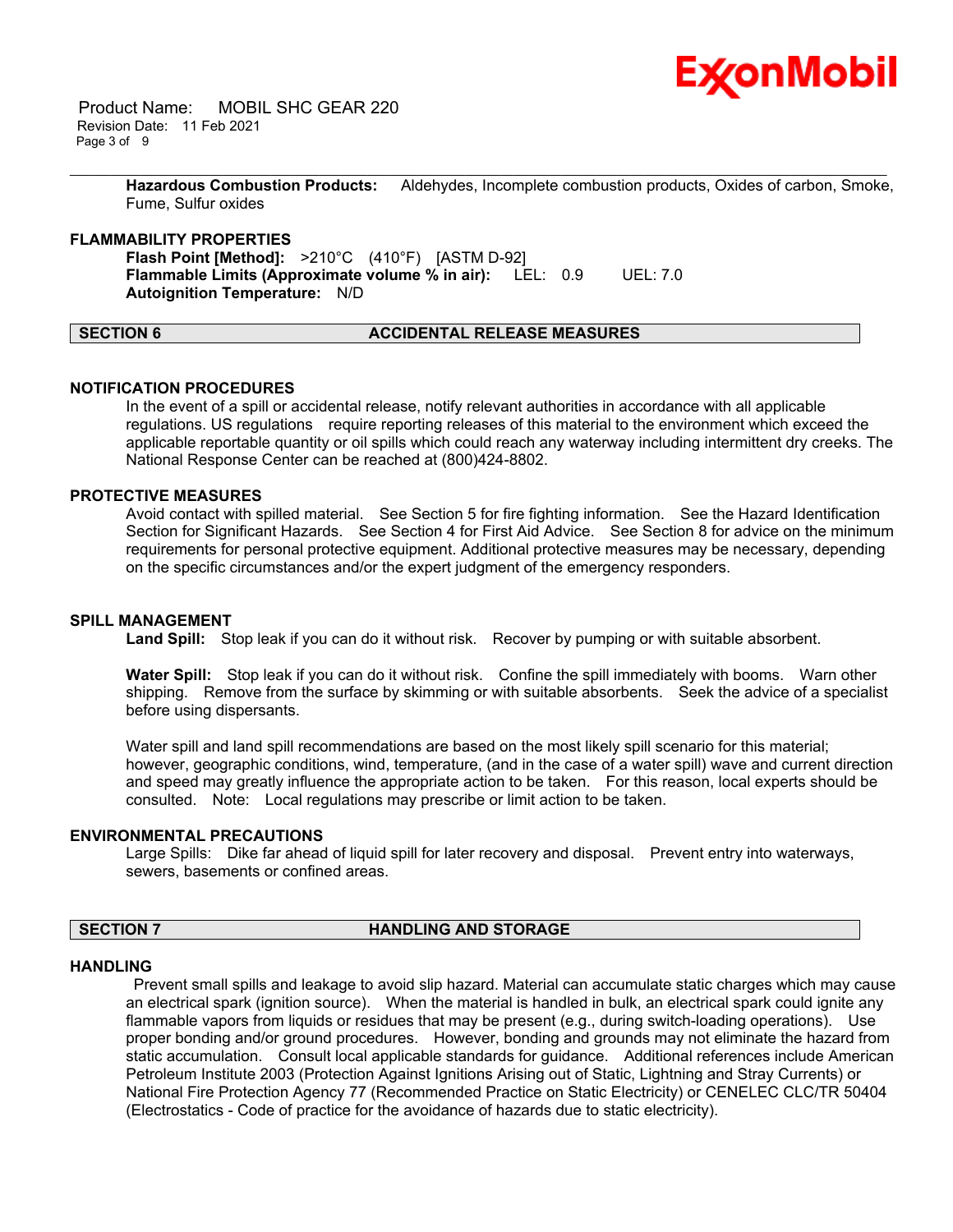**Hazardous Combustion Products:** Aldehydes, Incomplete combustion products, Oxides of carbon, Smoke, Fume, Sulfur oxides

### FLAMMABILITY PROPERTIES

**Flash Point [Method]:** >210°C (410°F) [ASTM D-92]
**Flammable Limits (Approximate volume % in air):** LEL: 0.9 UEL: 7.0
**Autoignition Temperature:** N/D

## SECTION 6 ACCIDENTAL RELEASE MEASURES

### NOTIFICATION PROCEDURES

In the event of a spill or accidental release, notify relevant authorities in accordance with all applicable regulations. US regulations require reporting releases of this material to the environment which exceed the applicable reportable quantity or oil spills which could reach any waterway including intermittent dry creeks. The National Response Center can be reached at (800)424-8802.

### PROTECTIVE MEASURES

Avoid contact with spilled material. See Section 5 for fire fighting information. See the Hazard Identification Section for Significant Hazards. See Section 4 for First Aid Advice. See Section 8 for advice on the minimum requirements for personal protective equipment. Additional protective measures may be necessary, depending on the specific circumstances and/or the expert judgment of the emergency responders.

### SPILL MANAGEMENT

**Land Spill:** Stop leak if you can do it without risk. Recover by pumping or with suitable absorbent.

**Water Spill:** Stop leak if you can do it without risk. Confine the spill immediately with booms. Warn other shipping. Remove from the surface by skimming or with suitable absorbents. Seek the advice of a specialist before using dispersants.

Water spill and land spill recommendations are based on the most likely spill scenario for this material; however, geographic conditions, wind, temperature, (and in the case of a water spill) wave and current direction and speed may greatly influence the appropriate action to be taken. For this reason, local experts should be consulted. Note: Local regulations may prescribe or limit action to be taken.

### ENVIRONMENTAL PRECAUTIONS

Large Spills: Dike far ahead of liquid spill for later recovery and disposal. Prevent entry into waterways, sewers, basements or confined areas.

## SECTION 7 HANDLING AND STORAGE

### HANDLING

Prevent small spills and leakage to avoid slip hazard. Material can accumulate static charges which may cause an electrical spark (ignition source). When the material is handled in bulk, an electrical spark could ignite any flammable vapors from liquids or residues that may be present (e.g., during switch-loading operations). Use proper bonding and/or ground procedures. However, bonding and grounds may not eliminate the hazard from static accumulation. Consult local applicable standards for guidance. Additional references include American Petroleum Institute 2003 (Protection Against Ignitions Arising out of Static, Lightning and Stray Currents) or National Fire Protection Agency 77 (Recommended Practice on Static Electricity) or CENELEC CLC/TR 50404 (Electrostatics - Code of practice for the avoidance of hazards due to static electricity).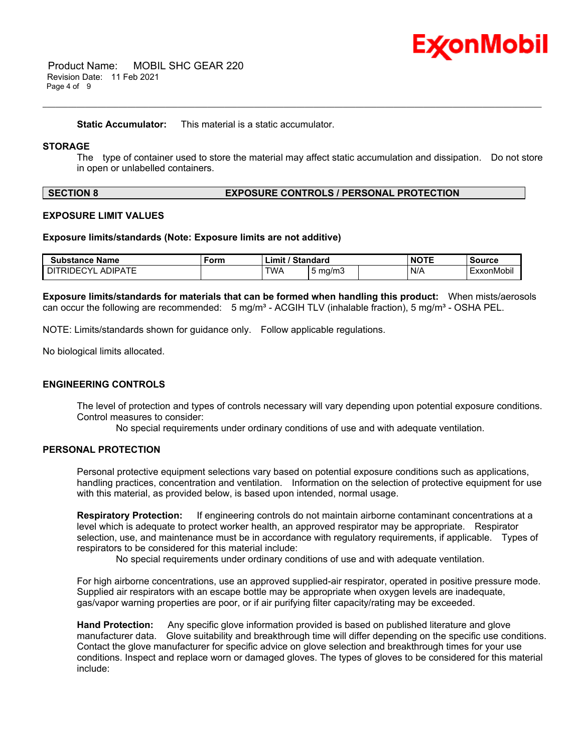**Static Accumulator:** This material is a static accumulator.

## STORAGE

The type of container used to store the material may affect static accumulation and dissipation. Do not store in open or unlabelled containers.

## SECTION 8 EXPOSURE CONTROLS / PERSONAL PROTECTION

### EXPOSURE LIMIT VALUES

**Exposure limits/standards (Note: Exposure limits are not additive)**

| Substance Name | Form | Limit / Standard | | | NOTE | Source |
|---|---|---|---|---|---|---|
| DITRIDECYL ADIPATE | | TWA | 5 mg/m3 | | N/A | ExxonMobil |

**Exposure limits/standards for materials that can be formed when handling this product:** When mists/aerosols can occur the following are recommended: 5 mg/m³ - ACGIH TLV (inhalable fraction), 5 mg/m³ - OSHA PEL.

NOTE: Limits/standards shown for guidance only. Follow applicable regulations.

No biological limits allocated.

### ENGINEERING CONTROLS

The level of protection and types of controls necessary will vary depending upon potential exposure conditions. Control measures to consider:

No special requirements under ordinary conditions of use and with adequate ventilation.

### PERSONAL PROTECTION

Personal protective equipment selections vary based on potential exposure conditions such as applications, handling practices, concentration and ventilation. Information on the selection of protective equipment for use with this material, as provided below, is based upon intended, normal usage.

**Respiratory Protection:** If engineering controls do not maintain airborne contaminant concentrations at a level which is adequate to protect worker health, an approved respirator may be appropriate. Respirator selection, use, and maintenance must be in accordance with regulatory requirements, if applicable. Types of respirators to be considered for this material include:

No special requirements under ordinary conditions of use and with adequate ventilation.

For high airborne concentrations, use an approved supplied-air respirator, operated in positive pressure mode. Supplied air respirators with an escape bottle may be appropriate when oxygen levels are inadequate, gas/vapor warning properties are poor, or if air purifying filter capacity/rating may be exceeded.

**Hand Protection:** Any specific glove information provided is based on published literature and glove manufacturer data. Glove suitability and breakthrough time will differ depending on the specific use conditions. Contact the glove manufacturer for specific advice on glove selection and breakthrough times for your use conditions. Inspect and replace worn or damaged gloves. The types of gloves to be considered for this material include: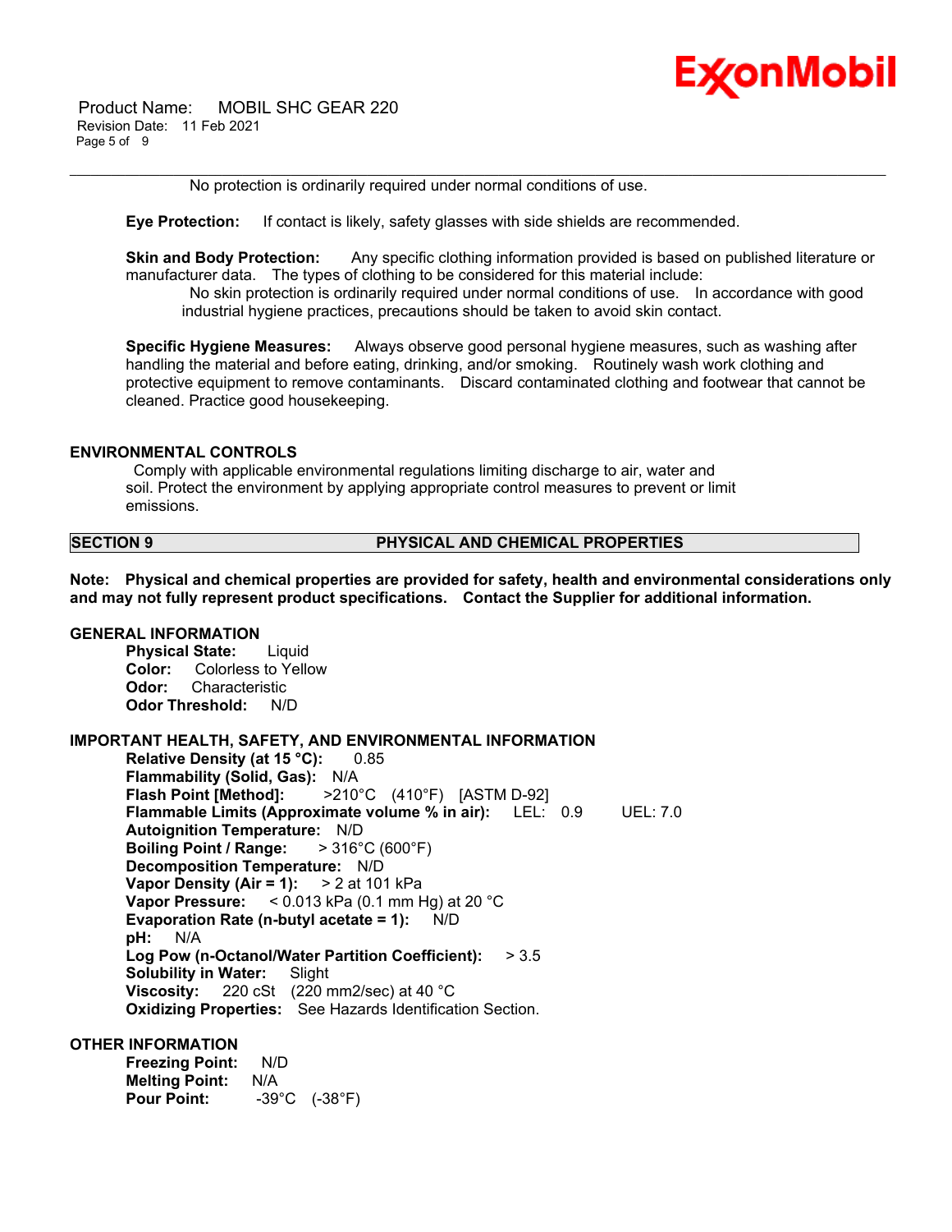No protection is ordinarily required under normal conditions of use.

**Eye Protection:** If contact is likely, safety glasses with side shields are recommended.

**Skin and Body Protection:** Any specific clothing information provided is based on published literature or manufacturer data. The types of clothing to be considered for this material include:

No skin protection is ordinarily required under normal conditions of use. In accordance with good industrial hygiene practices, precautions should be taken to avoid skin contact.

**Specific Hygiene Measures:** Always observe good personal hygiene measures, such as washing after handling the material and before eating, drinking, and/or smoking. Routinely wash work clothing and protective equipment to remove contaminants. Discard contaminated clothing and footwear that cannot be cleaned. Practice good housekeeping.

### ENVIRONMENTAL CONTROLS

Comply with applicable environmental regulations limiting discharge to air, water and soil. Protect the environment by applying appropriate control measures to prevent or limit emissions.

## SECTION 9 PHYSICAL AND CHEMICAL PROPERTIES

**Note: Physical and chemical properties are provided for safety, health and environmental considerations only and may not fully represent product specifications. Contact the Supplier for additional information.**

### GENERAL INFORMATION

**Physical State:** Liquid
**Color:** Colorless to Yellow
**Odor:** Characteristic
**Odor Threshold:** N/D

### IMPORTANT HEALTH, SAFETY, AND ENVIRONMENTAL INFORMATION

**Relative Density (at 15 °C):** 0.85
**Flammability (Solid, Gas):** N/A
**Flash Point [Method]:** >210°C (410°F) [ASTM D-92]
**Flammable Limits (Approximate volume % in air):** LEL: 0.9 UEL: 7.0
**Autoignition Temperature:** N/D
**Boiling Point / Range:** > 316°C (600°F)
**Decomposition Temperature:** N/D
**Vapor Density (Air = 1):** > 2 at 101 kPa
**Vapor Pressure:** < 0.013 kPa (0.1 mm Hg) at 20 °C
**Evaporation Rate (n-butyl acetate = 1):** N/D
**pH:** N/A
**Log Pow (n-Octanol/Water Partition Coefficient):** > 3.5
**Solubility in Water:** Slight
**Viscosity:** 220 cSt (220 mm2/sec) at 40 °C
**Oxidizing Properties:** See Hazards Identification Section.

### OTHER INFORMATION

**Freezing Point:** N/D
**Melting Point:** N/A
**Pour Point:** -39°C (-38°F)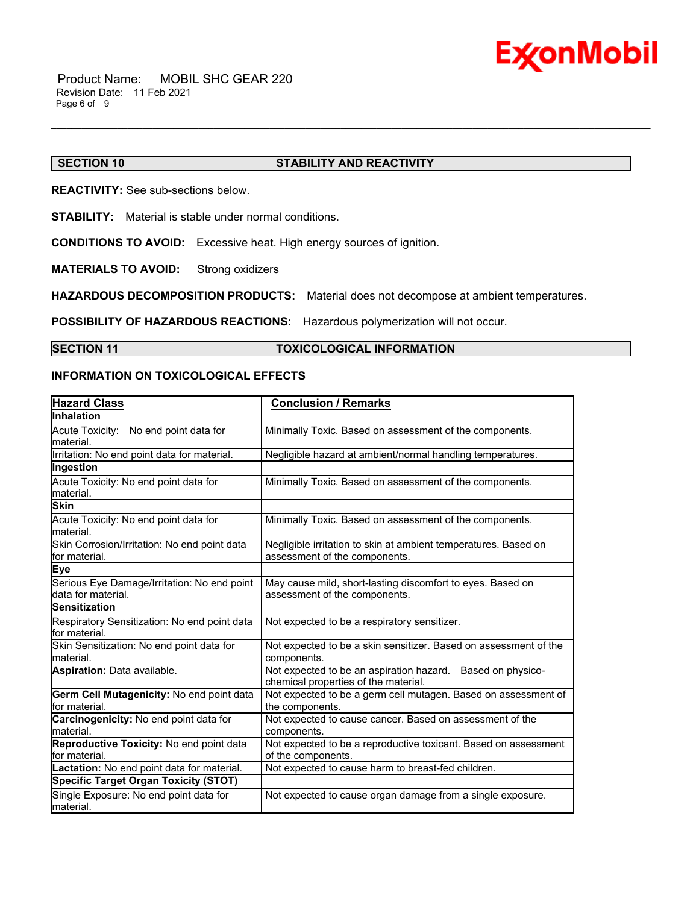## SECTION 10 STABILITY AND REACTIVITY

**REACTIVITY:** See sub-sections below.

**STABILITY:** Material is stable under normal conditions.

**CONDITIONS TO AVOID:** Excessive heat. High energy sources of ignition.

**MATERIALS TO AVOID:** Strong oxidizers

**HAZARDOUS DECOMPOSITION PRODUCTS:** Material does not decompose at ambient temperatures.

**POSSIBILITY OF HAZARDOUS REACTIONS:** Hazardous polymerization will not occur.

## SECTION 11 TOXICOLOGICAL INFORMATION

### INFORMATION ON TOXICOLOGICAL EFFECTS

| Hazard Class | Conclusion / Remarks |
|---|---|
| **Inhalation** | |
| Acute Toxicity: No end point data for material. | Minimally Toxic. Based on assessment of the components. |
| Irritation: No end point data for material. | Negligible hazard at ambient/normal handling temperatures. |
| **Ingestion** | |
| Acute Toxicity: No end point data for material. | Minimally Toxic. Based on assessment of the components. |
| **Skin** | |
| Acute Toxicity: No end point data for material. | Minimally Toxic. Based on assessment of the components. |
| Skin Corrosion/Irritation: No end point data for material. | Negligible irritation to skin at ambient temperatures. Based on assessment of the components. |
| **Eye** | |
| Serious Eye Damage/Irritation: No end point data for material. | May cause mild, short-lasting discomfort to eyes. Based on assessment of the components. |
| **Sensitization** | |
| Respiratory Sensitization: No end point data for material. | Not expected to be a respiratory sensitizer. |
| Skin Sensitization: No end point data for material. | Not expected to be a skin sensitizer. Based on assessment of the components. |
| **Aspiration:** Data available. | Not expected to be an aspiration hazard. Based on physico-chemical properties of the material. |
| **Germ Cell Mutagenicity:** No end point data for material. | Not expected to be a germ cell mutagen. Based on assessment of the components. |
| **Carcinogenicity:** No end point data for material. | Not expected to cause cancer. Based on assessment of the components. |
| **Reproductive Toxicity:** No end point data for material. | Not expected to be a reproductive toxicant. Based on assessment of the components. |
| **Lactation:** No end point data for material. | Not expected to cause harm to breast-fed children. |
| **Specific Target Organ Toxicity (STOT)** | |
| Single Exposure: No end point data for material. | Not expected to cause organ damage from a single exposure. |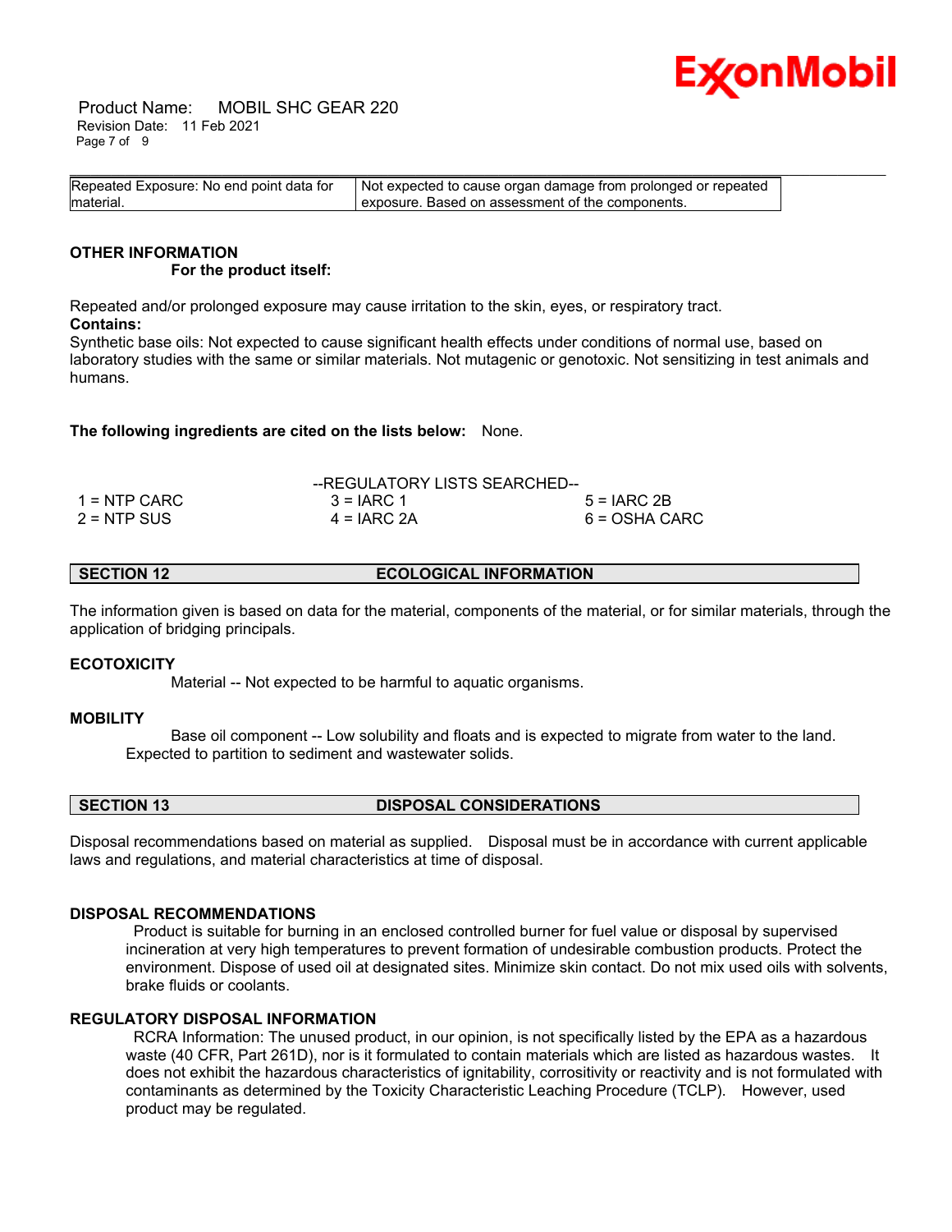| Repeated Exposure: No end point data for material. | Not expected to cause organ damage from prolonged or repeated exposure. Based on assessment of the components. |
|---|---|

**OTHER INFORMATION**

**For the product itself:**

Repeated and/or prolonged exposure may cause irritation to the skin, eyes, or respiratory tract.

**Contains:**

Synthetic base oils: Not expected to cause significant health effects under conditions of normal use, based on laboratory studies with the same or similar materials. Not mutagenic or genotoxic. Not sensitizing in test animals and humans.

**The following ingredients are cited on the lists below:** None.

--REGULATORY LISTS SEARCHED--

| | | |
|---|---|---|
| 1 = NTP CARC | 3 = IARC 1 | 5 = IARC 2B |
| 2 = NTP SUS | 4 = IARC 2A | 6 = OSHA CARC |

## SECTION 12 ECOLOGICAL INFORMATION

The information given is based on data for the material, components of the material, or for similar materials, through the application of bridging principals.

**ECOTOXICITY**

Material -- Not expected to be harmful to aquatic organisms.

**MOBILITY**

Base oil component -- Low solubility and floats and is expected to migrate from water to the land. Expected to partition to sediment and wastewater solids.

## SECTION 13 DISPOSAL CONSIDERATIONS

Disposal recommendations based on material as supplied. Disposal must be in accordance with current applicable laws and regulations, and material characteristics at time of disposal.

**DISPOSAL RECOMMENDATIONS**

Product is suitable for burning in an enclosed controlled burner for fuel value or disposal by supervised incineration at very high temperatures to prevent formation of undesirable combustion products. Protect the environment. Dispose of used oil at designated sites. Minimize skin contact. Do not mix used oils with solvents, brake fluids or coolants.

**REGULATORY DISPOSAL INFORMATION**

RCRA Information: The unused product, in our opinion, is not specifically listed by the EPA as a hazardous waste (40 CFR, Part 261D), nor is it formulated to contain materials which are listed as hazardous wastes. It does not exhibit the hazardous characteristics of ignitability, corrositivity or reactivity and is not formulated with contaminants as determined by the Toxicity Characteristic Leaching Procedure (TCLP). However, used product may be regulated.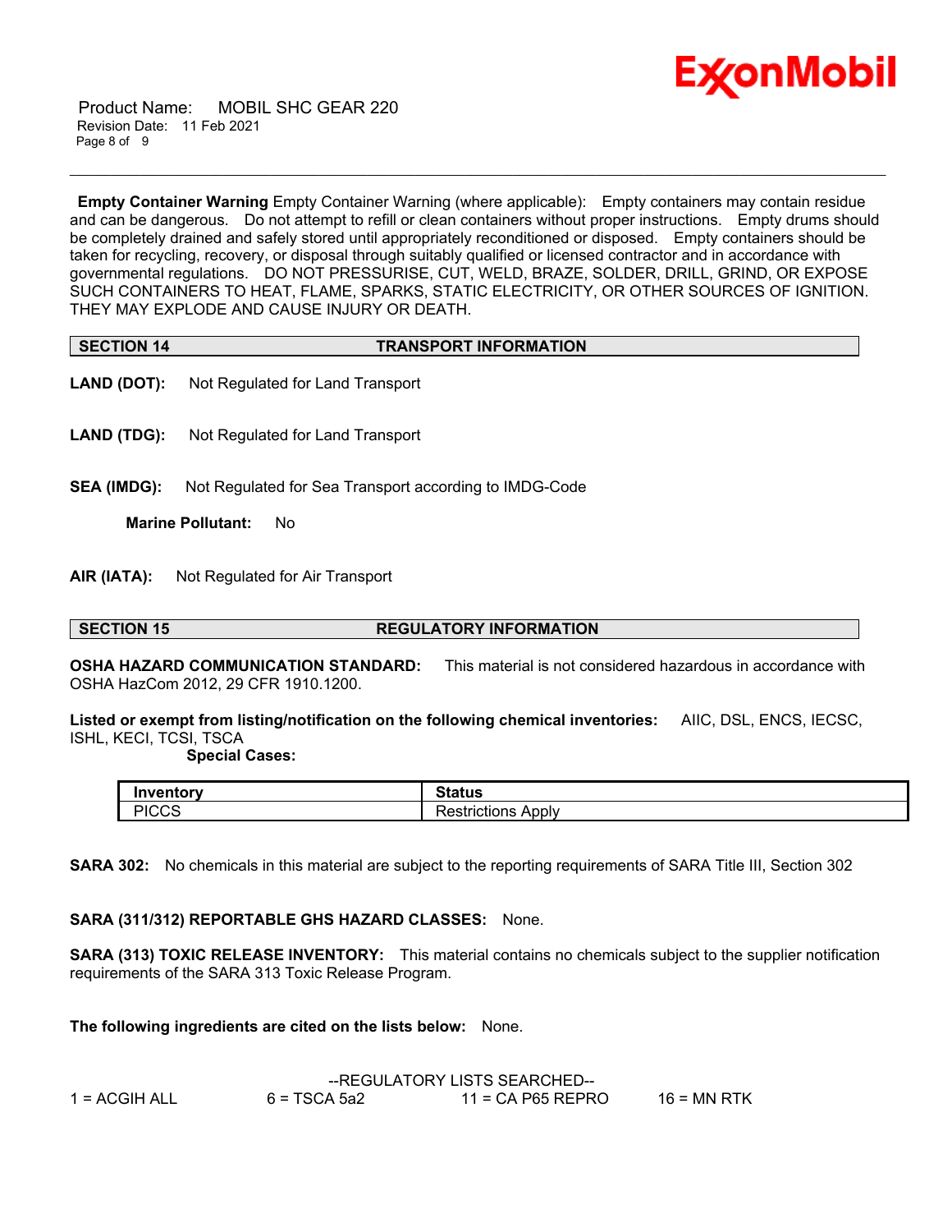**Empty Container Warning** Empty Container Warning (where applicable): Empty containers may contain residue and can be dangerous. Do not attempt to refill or clean containers without proper instructions. Empty drums should be completely drained and safely stored until appropriately reconditioned or disposed. Empty containers should be taken for recycling, recovery, or disposal through suitably qualified or licensed contractor and in accordance with governmental regulations. DO NOT PRESSURISE, CUT, WELD, BRAZE, SOLDER, DRILL, GRIND, OR EXPOSE SUCH CONTAINERS TO HEAT, FLAME, SPARKS, STATIC ELECTRICITY, OR OTHER SOURCES OF IGNITION. THEY MAY EXPLODE AND CAUSE INJURY OR DEATH.

## SECTION 14 TRANSPORT INFORMATION

**LAND (DOT):** Not Regulated for Land Transport

**LAND (TDG):** Not Regulated for Land Transport

**SEA (IMDG):** Not Regulated for Sea Transport according to IMDG-Code

**Marine Pollutant:** No

**AIR (IATA):** Not Regulated for Air Transport

## SECTION 15 REGULATORY INFORMATION

**OSHA HAZARD COMMUNICATION STANDARD:** This material is not considered hazardous in accordance with OSHA HazCom 2012, 29 CFR 1910.1200.

**Listed or exempt from listing/notification on the following chemical inventories:** AIIC, DSL, ENCS, IECSC, ISHL, KECI, TCSI, TSCA

**Special Cases:**

| Inventory | Status |
|---|---|
| PICCS | Restrictions Apply |

**SARA 302:** No chemicals in this material are subject to the reporting requirements of SARA Title III, Section 302

**SARA (311/312) REPORTABLE GHS HAZARD CLASSES:** None.

**SARA (313) TOXIC RELEASE INVENTORY:** This material contains no chemicals subject to the supplier notification requirements of the SARA 313 Toxic Release Program.

**The following ingredients are cited on the lists below:** None.

--REGULATORY LISTS SEARCHED--

| | | | |
|---|---|---|---|
| 1 = ACGIH ALL | 6 = TSCA 5a2 | 11 = CA P65 REPRO | 16 = MN RTK |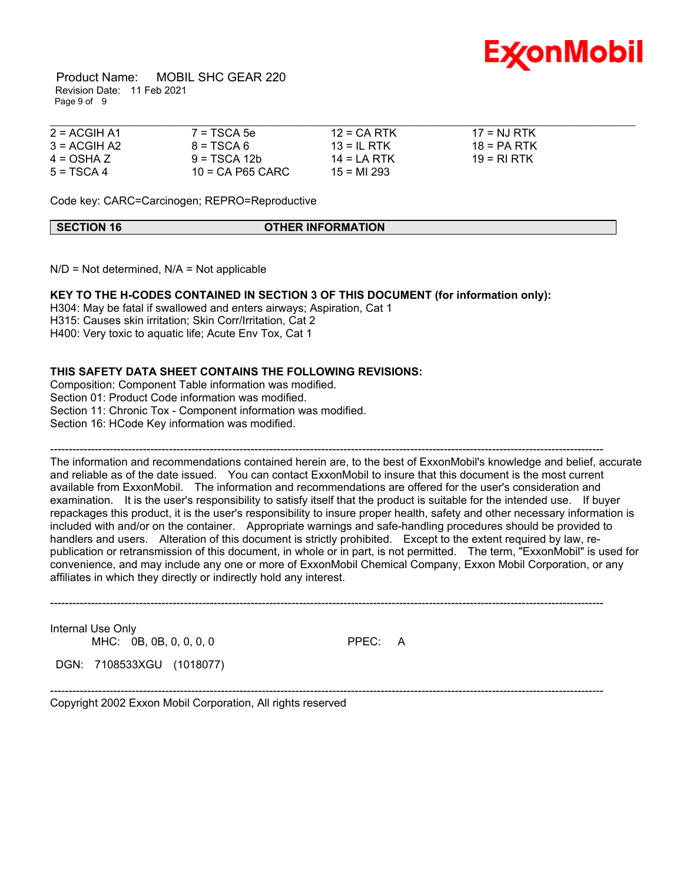| | | | |
|---|---|---|---|
| 2 = ACGIH A1 | 7 = TSCA 5e | 12 = CA RTK | 17 = NJ RTK |
| 3 = ACGIH A2 | 8 = TSCA 6 | 13 = IL RTK | 18 = PA RTK |
| 4 = OSHA Z | 9 = TSCA 12b | 14 = LA RTK | 19 = RI RTK |
| 5 = TSCA 4 | 10 = CA P65 CARC | 15 = MI 293 | |

Code key: CARC=Carcinogen; REPRO=Reproductive

## SECTION 16 OTHER INFORMATION

N/D = Not determined, N/A = Not applicable

**KEY TO THE H-CODES CONTAINED IN SECTION 3 OF THIS DOCUMENT (for information only):**
H304: May be fatal if swallowed and enters airways; Aspiration, Cat 1
H315: Causes skin irritation; Skin Corr/Irritation, Cat 2
H400: Very toxic to aquatic life; Acute Env Tox, Cat 1

**THIS SAFETY DATA SHEET CONTAINS THE FOLLOWING REVISIONS:**
Composition: Component Table information was modified.
Section 01: Product Code information was modified.
Section 11: Chronic Tox - Component information was modified.
Section 16: HCode Key information was modified.

-----------------------------------------------------------------------------------------------------------------------------------------------
The information and recommendations contained herein are, to the best of ExxonMobil's knowledge and belief, accurate and reliable as of the date issued. You can contact ExxonMobil to insure that this document is the most current available from ExxonMobil. The information and recommendations are offered for the user's consideration and examination. It is the user's responsibility to satisfy itself that the product is suitable for the intended use. If buyer repackages this product, it is the user's responsibility to insure proper health, safety and other necessary information is included with and/or on the container. Appropriate warnings and safe-handling procedures should be provided to handlers and users. Alteration of this document is strictly prohibited. Except to the extent required by law, re-publication or retransmission of this document, in whole or in part, is not permitted. The term, "ExxonMobil" is used for convenience, and may include any one or more of ExxonMobil Chemical Company, Exxon Mobil Corporation, or any affiliates in which they directly or indirectly hold any interest.

-----------------------------------------------------------------------------------------------------------------------------------------------

Internal Use Only
MHC: 0B, 0B, 0, 0, 0, 0 PPEC: A

DGN: 7108533XGU (1018077)

-----------------------------------------------------------------------------------------------------------------------------------------------
Copyright 2002 Exxon Mobil Corporation, All rights reserved